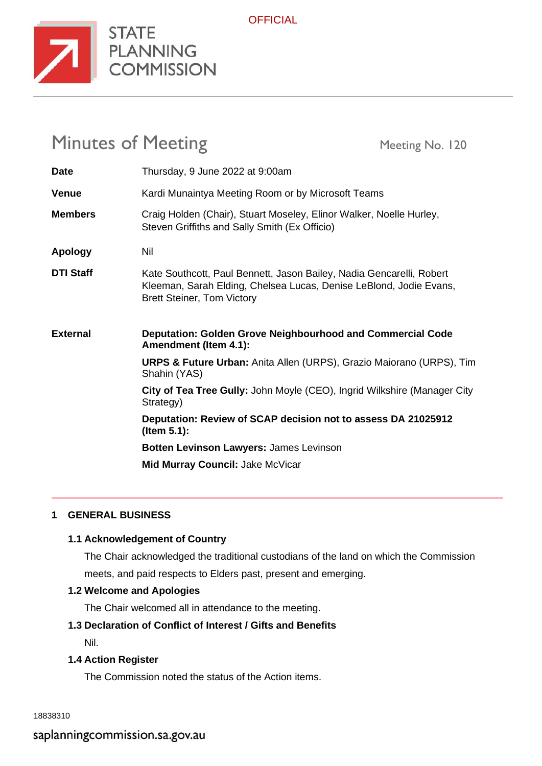OFFICIAL

STATE PLANNING COMMISSION

# Minutes of Meeting

Meeting No. 120

| | |
|---|---|
| **Date** | Thursday, 9 June 2022 at 9:00am |
| **Venue** | Kardi Munaintya Meeting Room or by Microsoft Teams |
| **Members** | Craig Holden (Chair), Stuart Moseley, Elinor Walker, Noelle Hurley, Steven Griffiths and Sally Smith (Ex Officio) |
| **Apology** | Nil |
| **DTI Staff** | Kate Southcott, Paul Bennett, Jason Bailey, Nadia Gencarelli, Robert Kleeman, Sarah Elding, Chelsea Lucas, Denise LeBlond, Jodie Evans, Brett Steiner, Tom Victory |
| **External** | **Deputation: Golden Grove Neighbourhood and Commercial Code Amendment (Item 4.1):** |
| | **URPS & Future Urban:** Anita Allen (URPS), Grazio Maiorano (URPS), Tim Shahin (YAS) |
| | **City of Tea Tree Gully:** John Moyle (CEO), Ingrid Wilkshire (Manager City Strategy) |
| | **Deputation: Review of SCAP decision not to assess DA 21025912 (Item 5.1):** |
| | **Botten Levinson Lawyers:** James Levinson |
| | **Mid Murray Council:** Jake McVicar |

## 1 GENERAL BUSINESS

### 1.1 Acknowledgement of Country

The Chair acknowledged the traditional custodians of the land on which the Commission meets, and paid respects to Elders past, present and emerging.

### 1.2 Welcome and Apologies

The Chair welcomed all in attendance to the meeting.

### 1.3 Declaration of Conflict of Interest / Gifts and Benefits

Nil.

### 1.4 Action Register

The Commission noted the status of the Action items.

18838310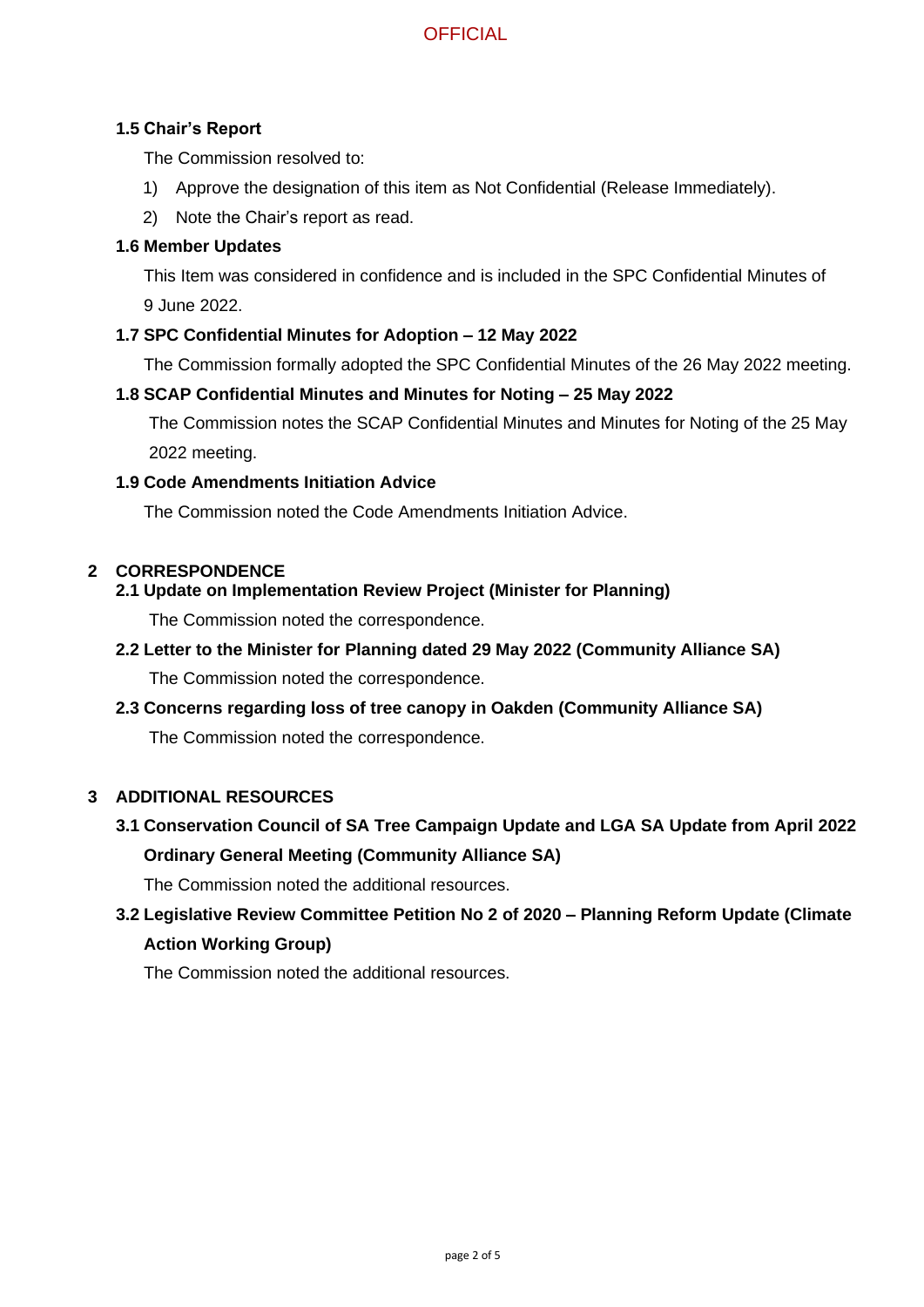### 1.5 Chair's Report

The Commission resolved to:

1) Approve the designation of this item as Not Confidential (Release Immediately).
2) Note the Chair's report as read.

### 1.6 Member Updates

This Item was considered in confidence and is included in the SPC Confidential Minutes of 9 June 2022.

### 1.7 SPC Confidential Minutes for Adoption – 12 May 2022

The Commission formally adopted the SPC Confidential Minutes of the 26 May 2022 meeting.

### 1.8 SCAP Confidential Minutes and Minutes for Noting – 25 May 2022

The Commission notes the SCAP Confidential Minutes and Minutes for Noting of the 25 May 2022 meeting.

### 1.9 Code Amendments Initiation Advice

The Commission noted the Code Amendments Initiation Advice.

## 2 CORRESPONDENCE

### 2.1 Update on Implementation Review Project (Minister for Planning)

The Commission noted the correspondence.

### 2.2 Letter to the Minister for Planning dated 29 May 2022 (Community Alliance SA)

The Commission noted the correspondence.

### 2.3 Concerns regarding loss of tree canopy in Oakden (Community Alliance SA)

The Commission noted the correspondence.

## 3 ADDITIONAL RESOURCES

### 3.1 Conservation Council of SA Tree Campaign Update and LGA SA Update from April 2022 Ordinary General Meeting (Community Alliance SA)

The Commission noted the additional resources.

### 3.2 Legislative Review Committee Petition No 2 of 2020 – Planning Reform Update (Climate Action Working Group)

The Commission noted the additional resources.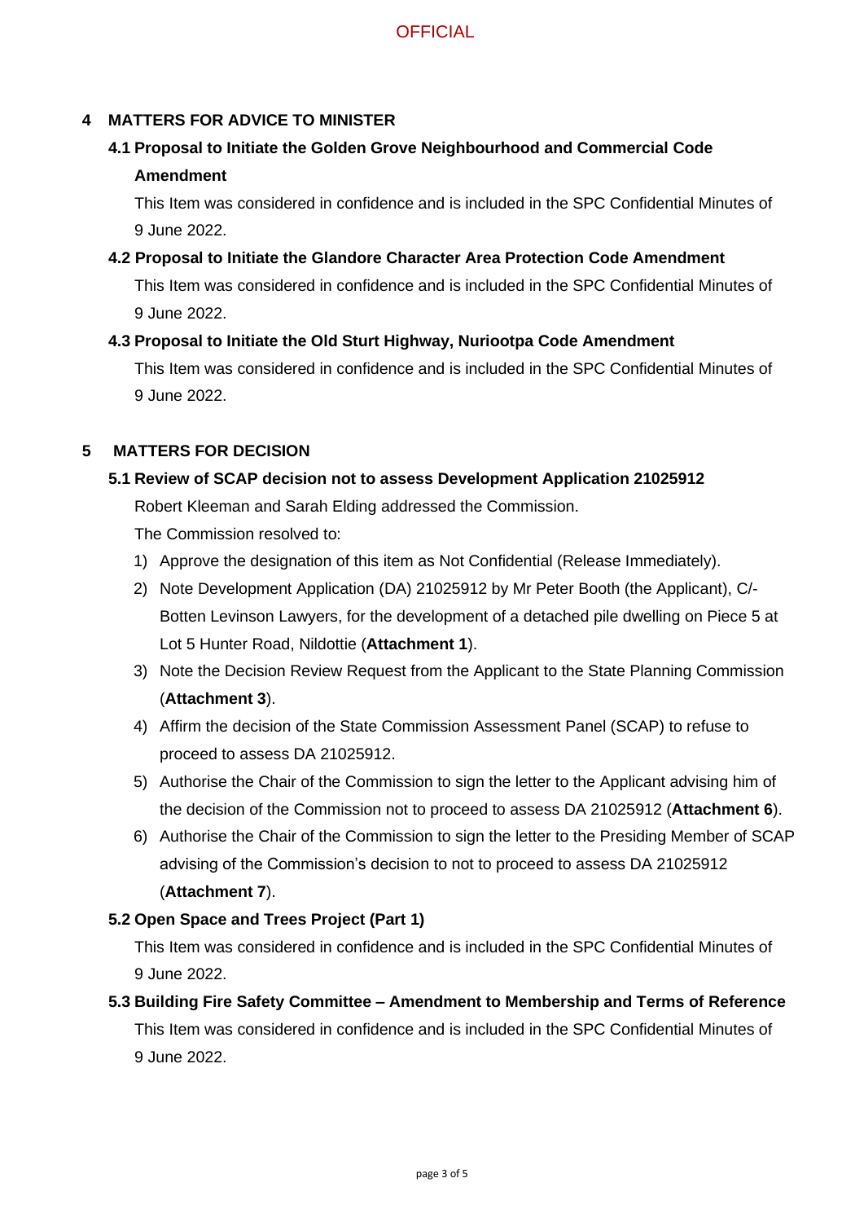## 4 MATTERS FOR ADVICE TO MINISTER

### 4.1 Proposal to Initiate the Golden Grove Neighbourhood and Commercial Code Amendment

This Item was considered in confidence and is included in the SPC Confidential Minutes of 9 June 2022.

### 4.2 Proposal to Initiate the Glandore Character Area Protection Code Amendment

This Item was considered in confidence and is included in the SPC Confidential Minutes of 9 June 2022.

### 4.3 Proposal to Initiate the Old Sturt Highway, Nuriootpa Code Amendment

This Item was considered in confidence and is included in the SPC Confidential Minutes of 9 June 2022.

## 5 MATTERS FOR DECISION

### 5.1 Review of SCAP decision not to assess Development Application 21025912

Robert Kleeman and Sarah Elding addressed the Commission.

The Commission resolved to:

1) Approve the designation of this item as Not Confidential (Release Immediately).
2) Note Development Application (DA) 21025912 by Mr Peter Booth (the Applicant), C/- Botten Levinson Lawyers, for the development of a detached pile dwelling on Piece 5 at Lot 5 Hunter Road, Nildottie (**Attachment 1**).
3) Note the Decision Review Request from the Applicant to the State Planning Commission (**Attachment 3**).
4) Affirm the decision of the State Commission Assessment Panel (SCAP) to refuse to proceed to assess DA 21025912.
5) Authorise the Chair of the Commission to sign the letter to the Applicant advising him of the decision of the Commission not to proceed to assess DA 21025912 (**Attachment 6**).
6) Authorise the Chair of the Commission to sign the letter to the Presiding Member of SCAP advising of the Commission's decision to not to proceed to assess DA 21025912 (**Attachment 7**).

### 5.2 Open Space and Trees Project (Part 1)

This Item was considered in confidence and is included in the SPC Confidential Minutes of 9 June 2022.

### 5.3 Building Fire Safety Committee – Amendment to Membership and Terms of Reference

This Item was considered in confidence and is included in the SPC Confidential Minutes of 9 June 2022.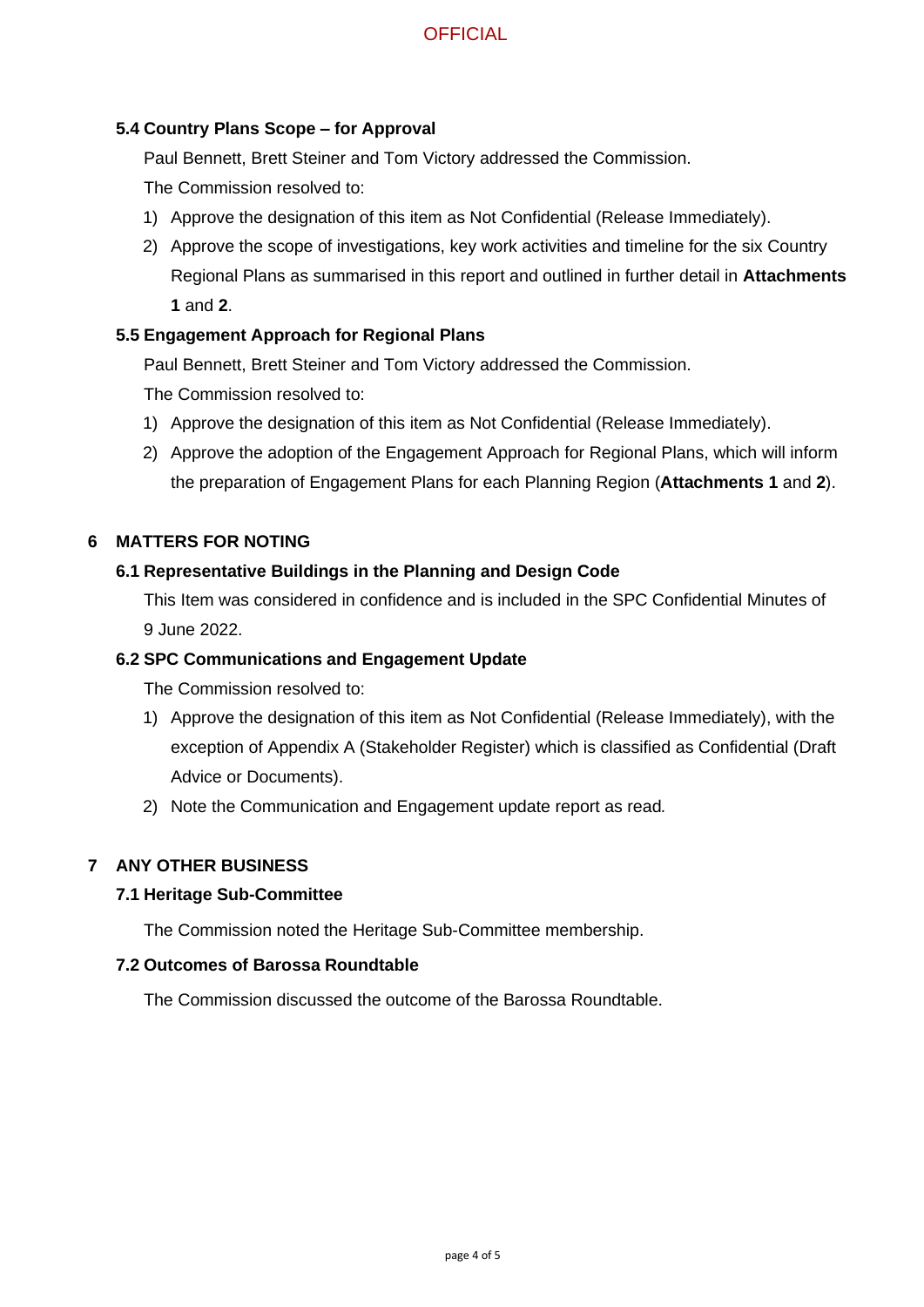### 5.4 Country Plans Scope – for Approval

Paul Bennett, Brett Steiner and Tom Victory addressed the Commission.

The Commission resolved to:

1) Approve the designation of this item as Not Confidential (Release Immediately).
2) Approve the scope of investigations, key work activities and timeline for the six Country Regional Plans as summarised in this report and outlined in further detail in **Attachments 1** and **2**.

### 5.5 Engagement Approach for Regional Plans

Paul Bennett, Brett Steiner and Tom Victory addressed the Commission.

The Commission resolved to:

1) Approve the designation of this item as Not Confidential (Release Immediately).
2) Approve the adoption of the Engagement Approach for Regional Plans, which will inform the preparation of Engagement Plans for each Planning Region (**Attachments 1** and **2**).

## 6 MATTERS FOR NOTING

### 6.1 Representative Buildings in the Planning and Design Code

This Item was considered in confidence and is included in the SPC Confidential Minutes of 9 June 2022.

### 6.2 SPC Communications and Engagement Update

The Commission resolved to:

1) Approve the designation of this item as Not Confidential (Release Immediately), with the exception of Appendix A (Stakeholder Register) which is classified as Confidential (Draft Advice or Documents).
2) Note the Communication and Engagement update report as read.

## 7 ANY OTHER BUSINESS

### 7.1 Heritage Sub-Committee

The Commission noted the Heritage Sub-Committee membership.

### 7.2 Outcomes of Barossa Roundtable

The Commission discussed the outcome of the Barossa Roundtable.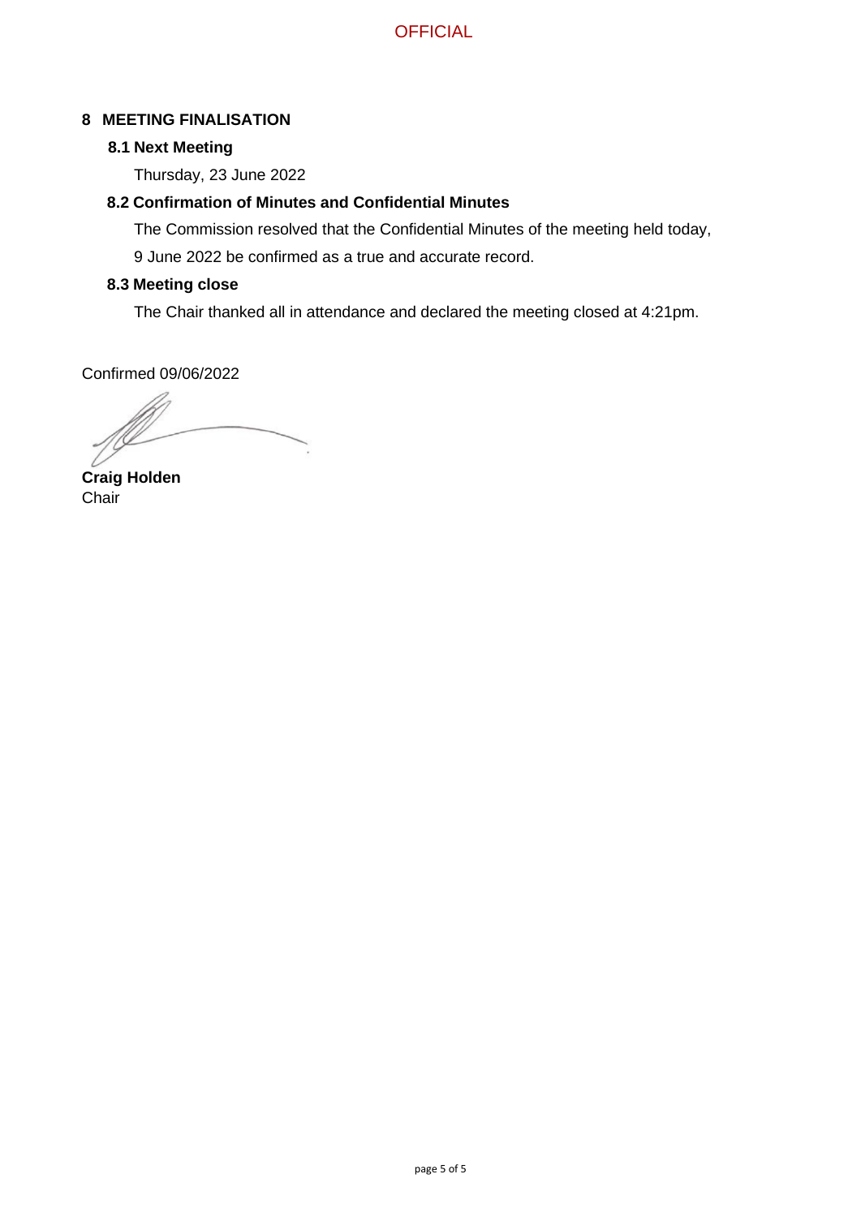## 8 MEETING FINALISATION

### 8.1 Next Meeting

Thursday, 23 June 2022

### 8.2 Confirmation of Minutes and Confidential Minutes

The Commission resolved that the Confidential Minutes of the meeting held today, 9 June 2022 be confirmed as a true and accurate record.

### 8.3 Meeting close

The Chair thanked all in attendance and declared the meeting closed at 4:21pm.

Confirmed 09/06/2022

**Craig Holden**
Chair